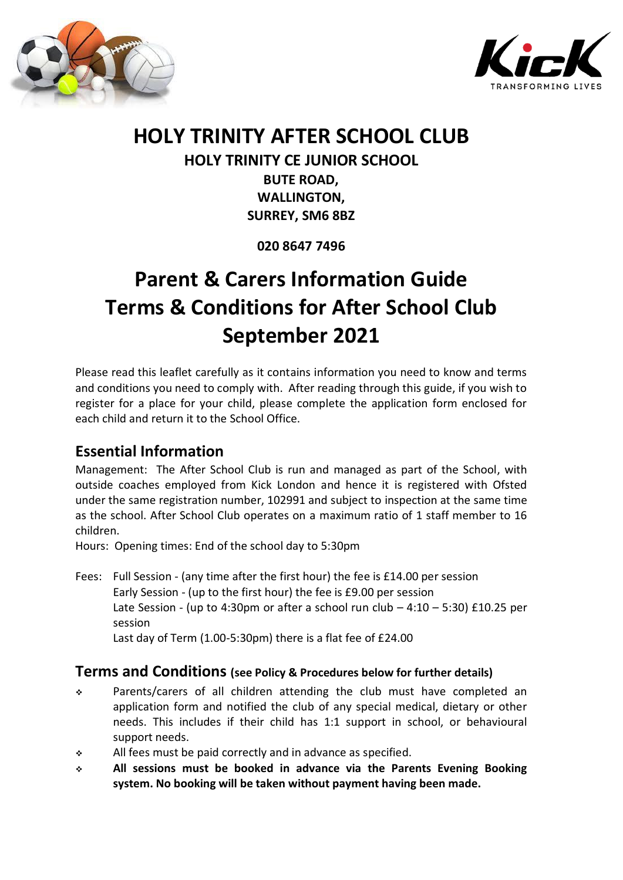# HOLY TRINITY AFTER SCHOOL CLUB

**HOLY TRINITY CE JUNIOR SCHOOL**
**BUTE ROAD,**
**WALLINGTON,**
**SURREY, SM6 8BZ**

**020 8647 7496**

# Parent & Carers Information Guide
# Terms & Conditions for After School Club
# September 2021

Please read this leaflet carefully as it contains information you need to know and terms and conditions you need to comply with. After reading through this guide, if you wish to register for a place for your child, please complete the application form enclosed for each child and return it to the School Office.

## Essential Information

Management: The After School Club is run and managed as part of the School, with outside coaches employed from Kick London and hence it is registered with Ofsted under the same registration number, 102991 and subject to inspection at the same time as the school. After School Club operates on a maximum ratio of 1 staff member to 16 children.

Hours: Opening times: End of the school day to 5:30pm

Fees: Full Session - (any time after the first hour) the fee is £14.00 per session
Early Session - (up to the first hour) the fee is £9.00 per session
Late Session - (up to 4:30pm or after a school run club – 4:10 – 5:30) £10.25 per session
Last day of Term (1.00-5:30pm) there is a flat fee of £24.00

## Terms and Conditions (see Policy & Procedures below for further details)

- Parents/carers of all children attending the club must have completed an application form and notified the club of any special medical, dietary or other needs. This includes if their child has 1:1 support in school, or behavioural support needs.
- All fees must be paid correctly and in advance as specified.
- **All sessions must be booked in advance via the Parents Evening Booking system. No booking will be taken without payment having been made.**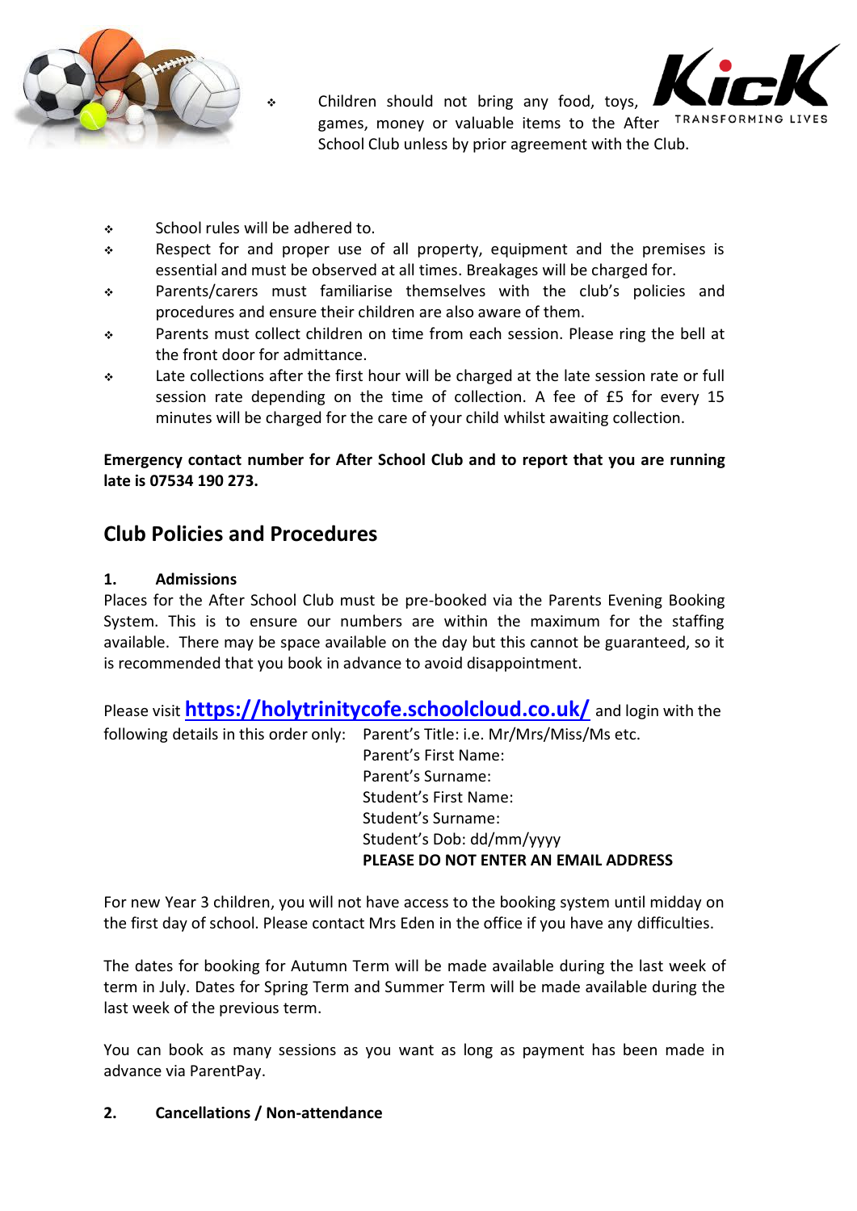- Children should not bring any food, toys, games, money or valuable items to the After School Club unless by prior agreement with the Club.

- School rules will be adhered to.
- Respect for and proper use of all property, equipment and the premises is essential and must be observed at all times. Breakages will be charged for.
- Parents/carers must familiarise themselves with the club's policies and procedures and ensure their children are also aware of them.
- Parents must collect children on time from each session. Please ring the bell at the front door for admittance.
- Late collections after the first hour will be charged at the late session rate or full session rate depending on the time of collection. A fee of £5 for every 15 minutes will be charged for the care of your child whilst awaiting collection.

**Emergency contact number for After School Club and to report that you are running late is 07534 190 273.**

## Club Policies and Procedures

**1. Admissions**

Places for the After School Club must be pre-booked via the Parents Evening Booking System. This is to ensure our numbers are within the maximum for the staffing available. There may be space available on the day but this cannot be guaranteed, so it is recommended that you book in advance to avoid disappointment.

Please visit **https://holytrinitycofe.schoolcloud.co.uk/** and login with the following details in this order only:

Parent's Title: i.e. Mr/Mrs/Miss/Ms etc.
Parent's First Name:
Parent's Surname:
Student's First Name:
Student's Surname:
Student's Dob: dd/mm/yyyy
**PLEASE DO NOT ENTER AN EMAIL ADDRESS**

For new Year 3 children, you will not have access to the booking system until midday on the first day of school. Please contact Mrs Eden in the office if you have any difficulties.

The dates for booking for Autumn Term will be made available during the last week of term in July. Dates for Spring Term and Summer Term will be made available during the last week of the previous term.

You can book as many sessions as you want as long as payment has been made in advance via ParentPay.

**2. Cancellations / Non-attendance**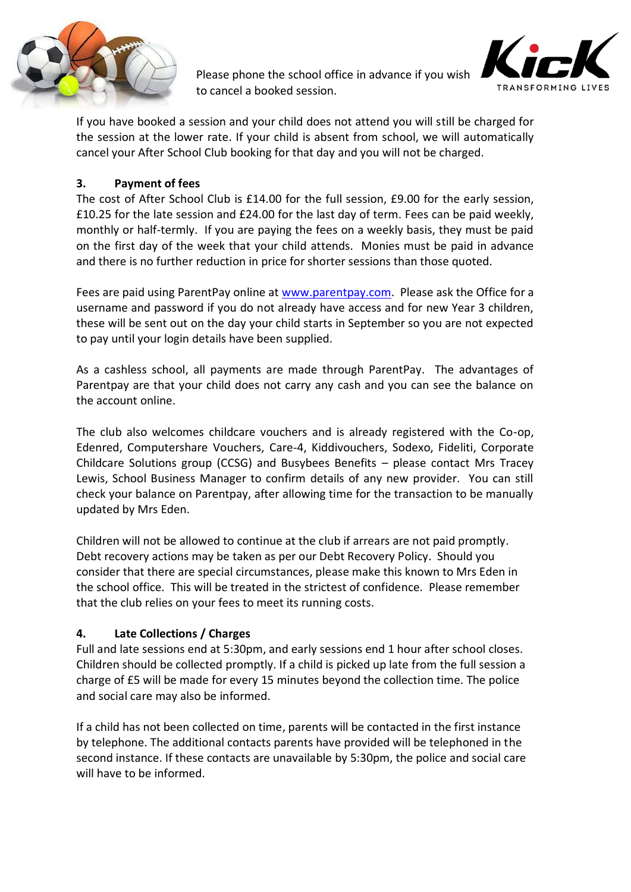Please phone the school office in advance if you wish to cancel a booked session.

If you have booked a session and your child does not attend you will still be charged for the session at the lower rate. If your child is absent from school, we will automatically cancel your After School Club booking for that day and you will not be charged.

## 3. Payment of fees

The cost of After School Club is £14.00 for the full session, £9.00 for the early session, £10.25 for the late session and £24.00 for the last day of term. Fees can be paid weekly, monthly or half-termly. If you are paying the fees on a weekly basis, they must be paid on the first day of the week that your child attends. Monies must be paid in advance and there is no further reduction in price for shorter sessions than those quoted.

Fees are paid using ParentPay online at www.parentpay.com. Please ask the Office for a username and password if you do not already have access and for new Year 3 children, these will be sent out on the day your child starts in September so you are not expected to pay until your login details have been supplied.

As a cashless school, all payments are made through ParentPay. The advantages of Parentpay are that your child does not carry any cash and you can see the balance on the account online.

The club also welcomes childcare vouchers and is already registered with the Co-op, Edenred, Computershare Vouchers, Care-4, Kiddivouchers, Sodexo, Fideliti, Corporate Childcare Solutions group (CCSG) and Busybees Benefits – please contact Mrs Tracey Lewis, School Business Manager to confirm details of any new provider. You can still check your balance on Parentpay, after allowing time for the transaction to be manually updated by Mrs Eden.

Children will not be allowed to continue at the club if arrears are not paid promptly. Debt recovery actions may be taken as per our Debt Recovery Policy. Should you consider that there are special circumstances, please make this known to Mrs Eden in the school office. This will be treated in the strictest of confidence. Please remember that the club relies on your fees to meet its running costs.

## 4. Late Collections / Charges

Full and late sessions end at 5:30pm, and early sessions end 1 hour after school closes. Children should be collected promptly. If a child is picked up late from the full session a charge of £5 will be made for every 15 minutes beyond the collection time. The police and social care may also be informed.

If a child has not been collected on time, parents will be contacted in the first instance by telephone. The additional contacts parents have provided will be telephoned in the second instance. If these contacts are unavailable by 5:30pm, the police and social care will have to be informed.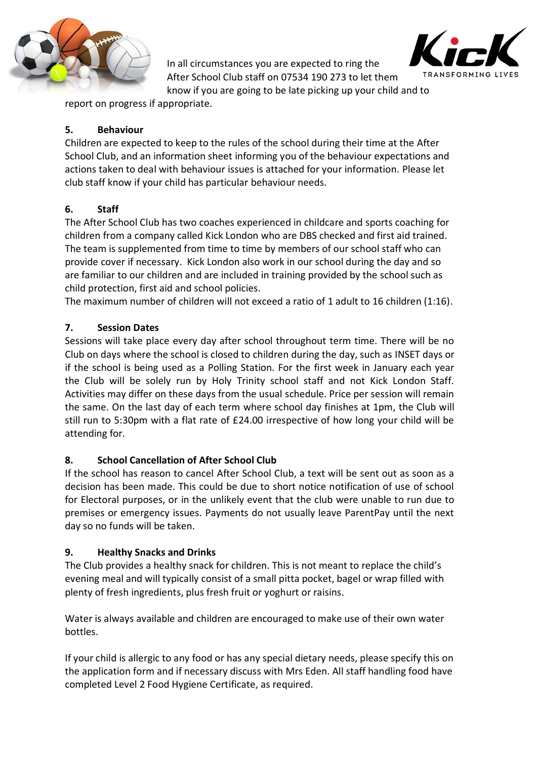In all circumstances you are expected to ring the After School Club staff on 07534 190 273 to let them know if you are going to be late picking up your child and to report on progress if appropriate.

**5. Behaviour**

Children are expected to keep to the rules of the school during their time at the After School Club, and an information sheet informing you of the behaviour expectations and actions taken to deal with behaviour issues is attached for your information. Please let club staff know if your child has particular behaviour needs.

**6. Staff**

The After School Club has two coaches experienced in childcare and sports coaching for children from a company called Kick London who are DBS checked and first aid trained. The team is supplemented from time to time by members of our school staff who can provide cover if necessary. Kick London also work in our school during the day and so are familiar to our children and are included in training provided by the school such as child protection, first aid and school policies.

The maximum number of children will not exceed a ratio of 1 adult to 16 children (1:16).

**7. Session Dates**

Sessions will take place every day after school throughout term time. There will be no Club on days where the school is closed to children during the day, such as INSET days or if the school is being used as a Polling Station. For the first week in January each year the Club will be solely run by Holy Trinity school staff and not Kick London Staff. Activities may differ on these days from the usual schedule. Price per session will remain the same. On the last day of each term where school day finishes at 1pm, the Club will still run to 5:30pm with a flat rate of £24.00 irrespective of how long your child will be attending for.

**8. School Cancellation of After School Club**

If the school has reason to cancel After School Club, a text will be sent out as soon as a decision has been made. This could be due to short notice notification of use of school for Electoral purposes, or in the unlikely event that the club were unable to run due to premises or emergency issues. Payments do not usually leave ParentPay until the next day so no funds will be taken.

**9. Healthy Snacks and Drinks**

The Club provides a healthy snack for children. This is not meant to replace the child's evening meal and will typically consist of a small pitta pocket, bagel or wrap filled with plenty of fresh ingredients, plus fresh fruit or yoghurt or raisins.

Water is always available and children are encouraged to make use of their own water bottles.

If your child is allergic to any food or has any special dietary needs, please specify this on the application form and if necessary discuss with Mrs Eden. All staff handling food have completed Level 2 Food Hygiene Certificate, as required.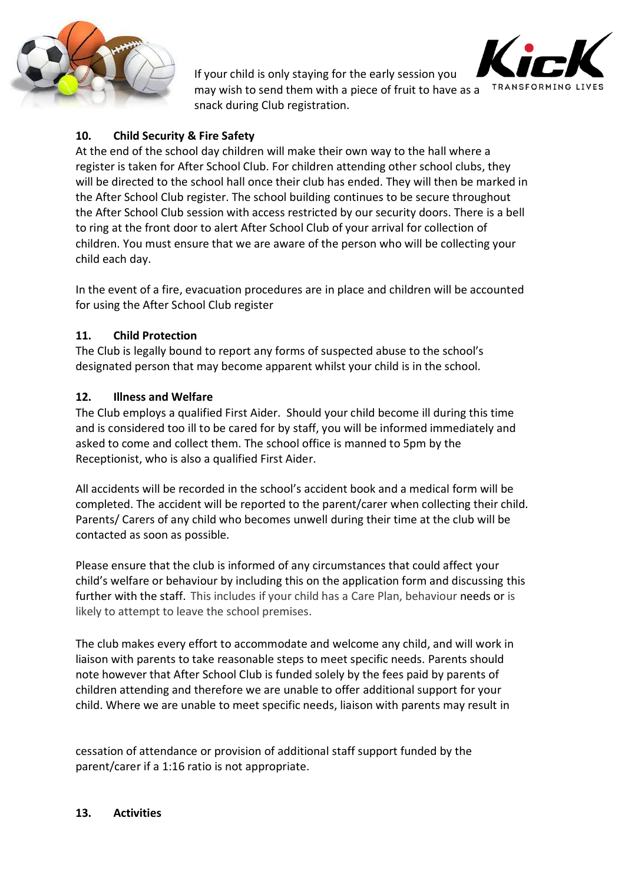If your child is only staying for the early session you may wish to send them with a piece of fruit to have as a snack during Club registration.

### 10. Child Security & Fire Safety

At the end of the school day children will make their own way to the hall where a register is taken for After School Club. For children attending other school clubs, they will be directed to the school hall once their club has ended. They will then be marked in the After School Club register. The school building continues to be secure throughout the After School Club session with access restricted by our security doors. There is a bell to ring at the front door to alert After School Club of your arrival for collection of children. You must ensure that we are aware of the person who will be collecting your child each day.

In the event of a fire, evacuation procedures are in place and children will be accounted for using the After School Club register

### 11. Child Protection

The Club is legally bound to report any forms of suspected abuse to the school's designated person that may become apparent whilst your child is in the school.

### 12. Illness and Welfare

The Club employs a qualified First Aider. Should your child become ill during this time and is considered too ill to be cared for by staff, you will be informed immediately and asked to come and collect them. The school office is manned to 5pm by the Receptionist, who is also a qualified First Aider.

All accidents will be recorded in the school's accident book and a medical form will be completed. The accident will be reported to the parent/carer when collecting their child. Parents/ Carers of any child who becomes unwell during their time at the club will be contacted as soon as possible.

Please ensure that the club is informed of any circumstances that could affect your child's welfare or behaviour by including this on the application form and discussing this further with the staff. This includes if your child has a Care Plan, behaviour needs or is likely to attempt to leave the school premises.

The club makes every effort to accommodate and welcome any child, and will work in liaison with parents to take reasonable steps to meet specific needs. Parents should note however that After School Club is funded solely by the fees paid by parents of children attending and therefore we are unable to offer additional support for your child. Where we are unable to meet specific needs, liaison with parents may result in cessation of attendance or provision of additional staff support funded by the parent/carer if a 1:16 ratio is not appropriate.

### 13. Activities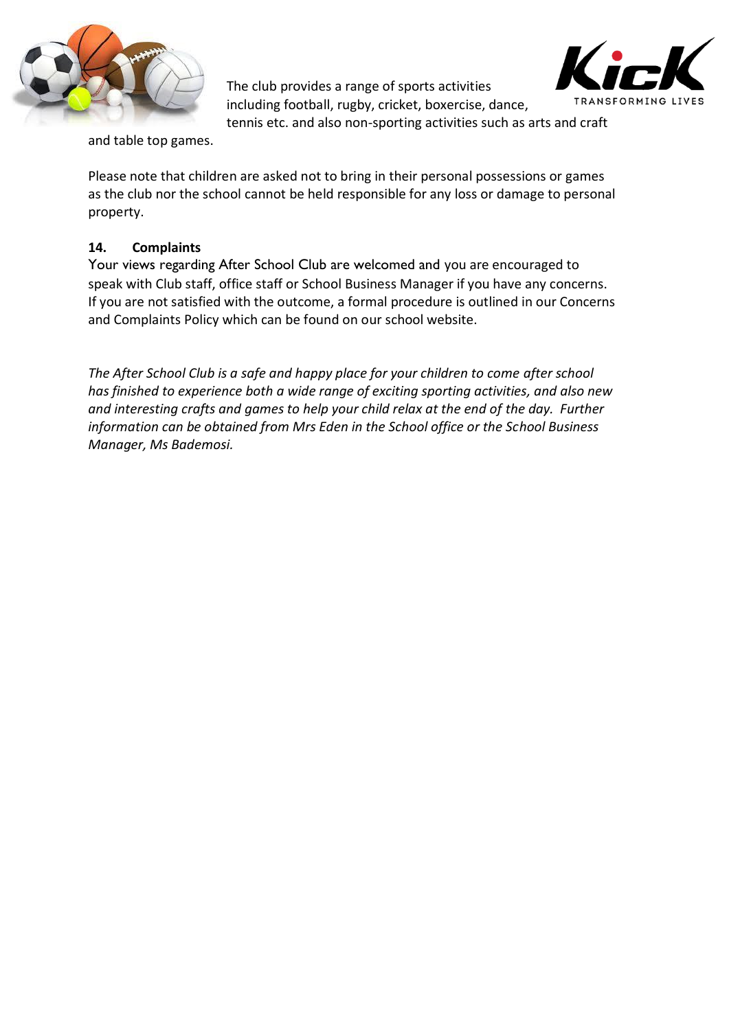The club provides a range of sports activities including football, rugby, cricket, boxercise, dance, tennis etc. and also non-sporting activities such as arts and craft and table top games.

Please note that children are asked not to bring in their personal possessions or games as the club nor the school cannot be held responsible for any loss or damage to personal property.

**14. Complaints**

Your views regarding After School Club are welcomed and you are encouraged to speak with Club staff, office staff or School Business Manager if you have any concerns. If you are not satisfied with the outcome, a formal procedure is outlined in our Concerns and Complaints Policy which can be found on our school website.

*The After School Club is a safe and happy place for your children to come after school has finished to experience both a wide range of exciting sporting activities, and also new and interesting crafts and games to help your child relax at the end of the day. Further information can be obtained from Mrs Eden in the School office or the School Business Manager, Ms Bademosi.*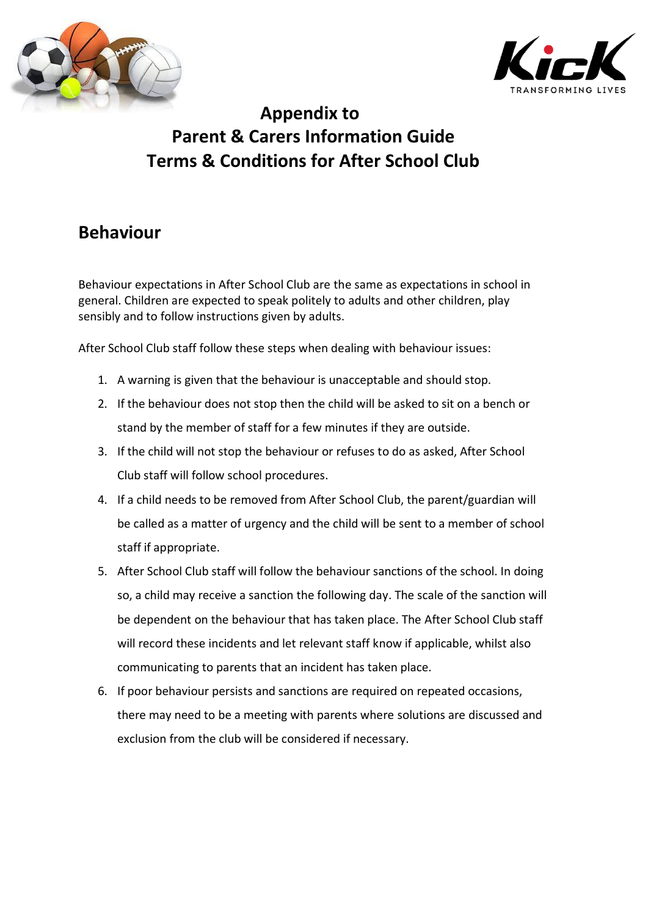# Appendix to
# Parent & Carers Information Guide
# Terms & Conditions for After School Club

## Behaviour

Behaviour expectations in After School Club are the same as expectations in school in general. Children are expected to speak politely to adults and other children, play sensibly and to follow instructions given by adults.

After School Club staff follow these steps when dealing with behaviour issues:

1. A warning is given that the behaviour is unacceptable and should stop.
2. If the behaviour does not stop then the child will be asked to sit on a bench or stand by the member of staff for a few minutes if they are outside.
3. If the child will not stop the behaviour or refuses to do as asked, After School Club staff will follow school procedures.
4. If a child needs to be removed from After School Club, the parent/guardian will be called as a matter of urgency and the child will be sent to a member of school staff if appropriate.
5. After School Club staff will follow the behaviour sanctions of the school. In doing so, a child may receive a sanction the following day. The scale of the sanction will be dependent on the behaviour that has taken place. The After School Club staff will record these incidents and let relevant staff know if applicable, whilst also communicating to parents that an incident has taken place.
6. If poor behaviour persists and sanctions are required on repeated occasions, there may need to be a meeting with parents where solutions are discussed and exclusion from the club will be considered if necessary.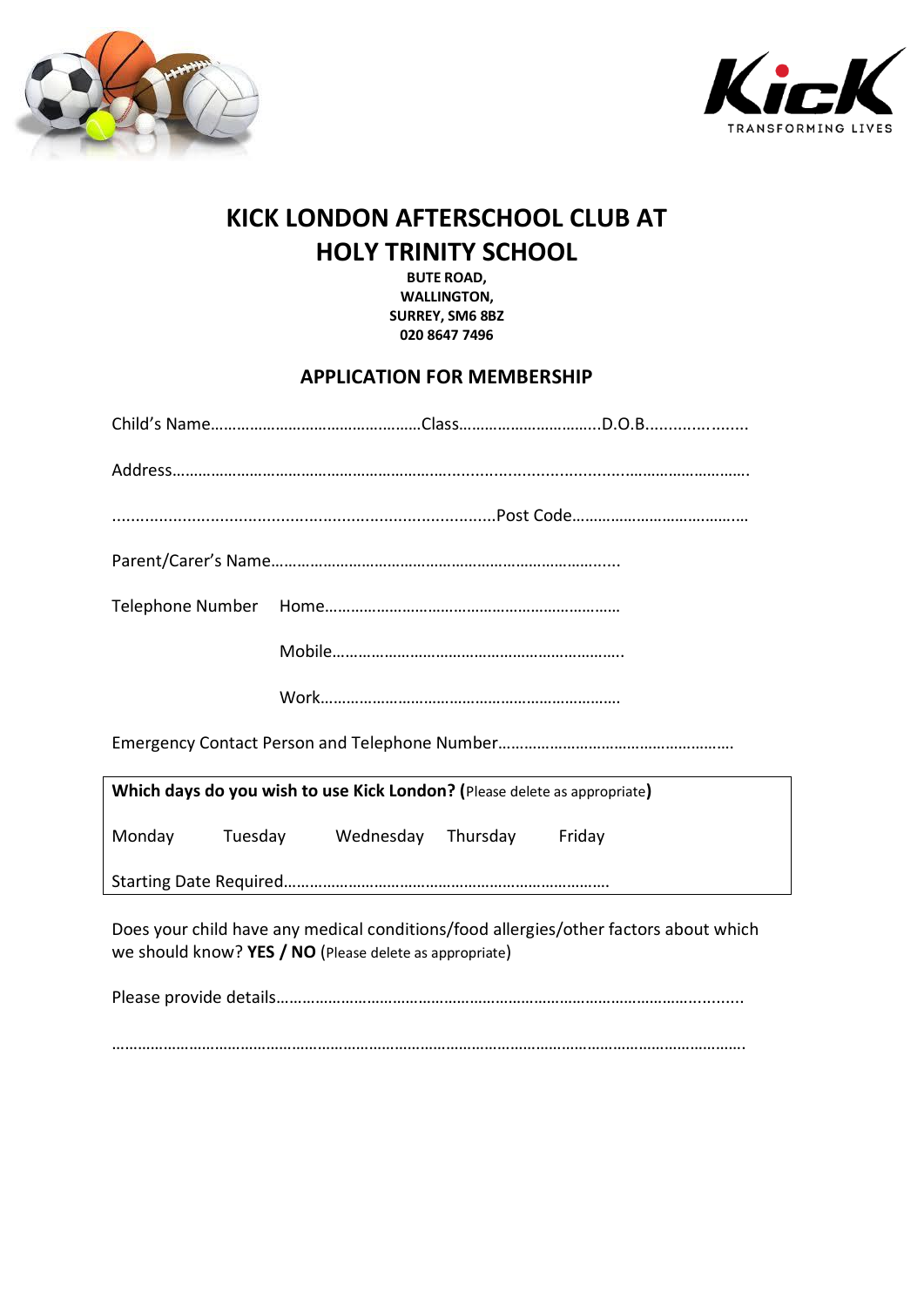# KICK LONDON AFTERSCHOOL CLUB AT HOLY TRINITY SCHOOL

**BUTE ROAD,**
**WALLINGTON,**
**SURREY, SM6 8BZ**
**020 8647 7496**

## APPLICATION FOR MEMBERSHIP

Child's Name…………………………………………Class…………………………..D.O.B.......................

Address……………………………………………………………………………………………………………….

...................................................................................Post Code……………………………….…

Parent/Carer's Name………………………………………………………………………......

Telephone Number Home……………………………………………………………

Mobile…………………………………………………………….

Work……………………………………………………………

Emergency Contact Person and Telephone Number………………………………………………

**Which days do you wish to use Kick London? (**Please delete as appropriate**)**

Monday Tuesday Wednesday Thursday Friday

Starting Date Required………………………………………………………………….

Does your child have any medical conditions/food allergies/other factors about which we should know? **YES / NO** (Please delete as appropriate)

Please provide details……………………………………………………………………………………..........

…………………………………………………………………………………………………………………………….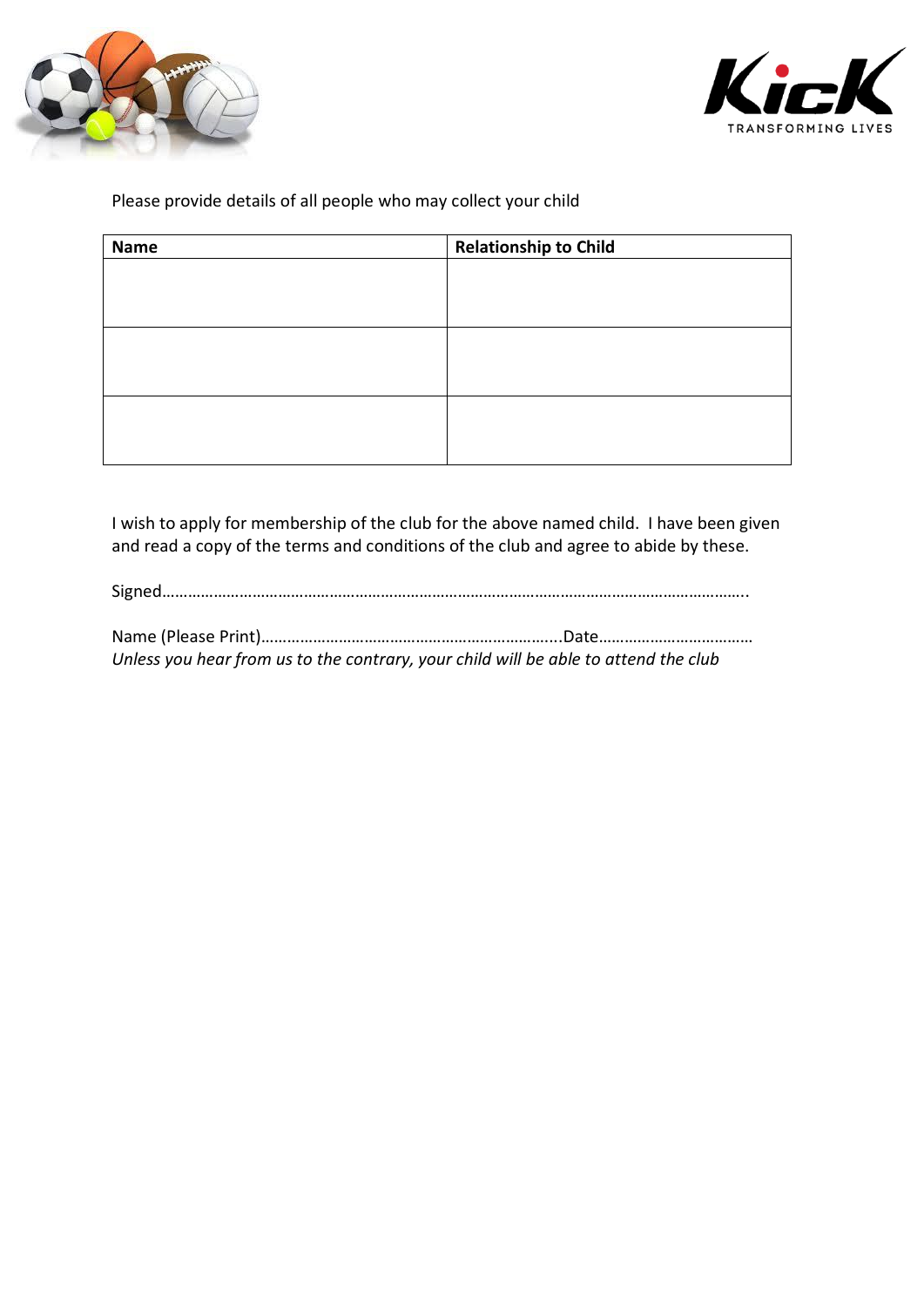Please provide details of all people who may collect your child

| Name | Relationship to Child |
|---|---|
| | |
| | |
| | |

I wish to apply for membership of the club for the above named child. I have been given and read a copy of the terms and conditions of the club and agree to abide by these.

Signed……………………………………………………………………………………………………………………..

Name (Please Print)……………………………………………………………..Date………………………………

*Unless you hear from us to the contrary, your child will be able to attend the club*